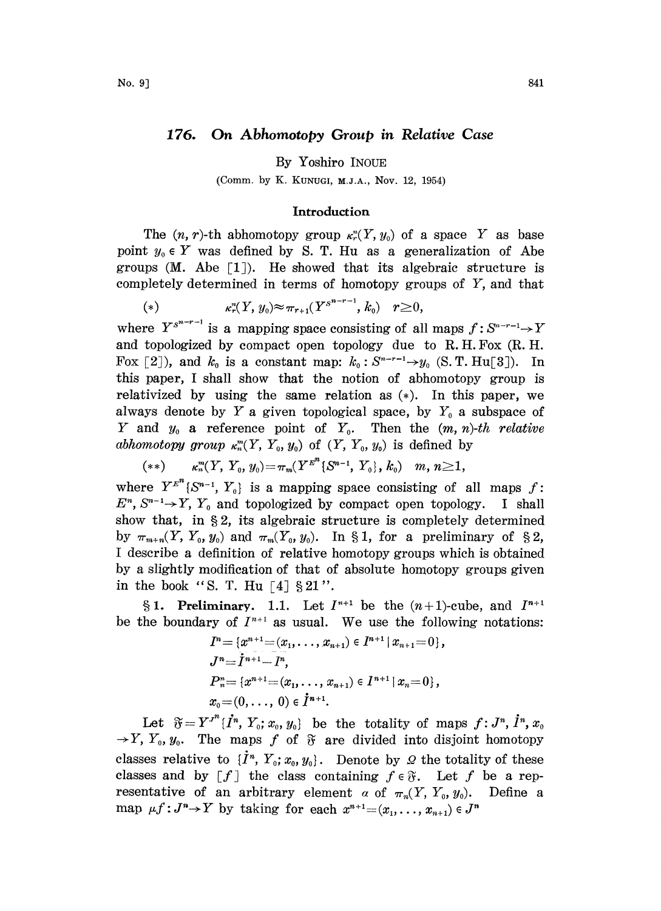# 176. On Abhomotopy Group in Relative Case

By Yoshiro INOUE

(Comm. by K. KUNUGI, M.J.A., Nov. 12, 1954)

## Introduction

The $(n, r)$-th abhomotopy group $\kappa_r^n(Y, y_0)$ of a space $Y$ as base point $y_0 \in Y$ was defined by S. T. Hu as a generalization of Abe groups (M. Abe [1]). He showed that its algebraic structure is completely determined in terms of homotopy groups of $Y$, and that

$$(*) \qquad \kappa_r^n(Y, y_0) \approx \pi_{r+1}(Y^{S^{n-r-1}}, k_0) \quad r \geq 0,$$

where $Y^{S^{n-r-1}}$ is a mapping space consisting of all maps $f: S^{n-r-1} \to Y$ and topologized by compact open topology due to R. H. Fox (R. H. Fox [2]), and $k_0$ is a constant map: $k_0: S^{n-r-1} \to y_0$ (S. T. Hu[3]). In this paper, I shall show that the notion of abhomotopy group is relativized by using the same relation as $(*)$. In this paper, we always denote by $Y$ a given topological space, by $Y_0$ a subspace of $Y$ and $y_0$ a reference point of $Y_0$. Then the *$(m, n)$-th relative abhomotopy group* $\kappa_n^m(Y, Y_0, y_0)$ of $(Y, Y_0, y_0)$ is defined by

$$(**) \qquad \kappa_n^m(Y, Y_0, y_0) = \pi_m(Y^{E^n}\{S^{n-1}, Y_0\}, k_0) \quad m, n \geq 1,$$

where $Y^{E^n}\{S^{n-1}, Y_0\}$ is a mapping space consisting of all maps $f$: $E^n, S^{n-1} \to Y, Y_0$ and topologized by compact open topology. I shall show that, in §2, its algebraic structure is completely determined by $\pi_{m+n}(Y, Y_0, y_0)$ and $\pi_m(Y_0, y_0)$. In §1, for a preliminary of §2, I describe a definition of relative homotopy groups which is obtained by a slightly modification of that of absolute homotopy groups given in the book "S. T. Hu [4] §21".

**§1. Preliminary.** 1.1. Let $I^{n+1}$ be the $(n+1)$-cube, and $\dot{I}^{n+1}$ be the boundary of $I^{n+1}$ as usual. We use the following notations:

$$I^n = \{x^{n+1} = (x_1, \ldots, x_{n+1}) \in I^{n+1} \mid x_{n+1} = 0\},$$
$$J^n = \dot{I}^{n+1} - I^n,$$
$$P_n^n = \{x^{n+1} = (x_1, \ldots, x_{n+1}) \in I^{n+1} \mid x_n = 0\},$$
$$x_0 = (0, \ldots, 0) \in \dot{I}^{n+1}.$$

Let $\mathfrak{F} = Y^{J^n}\{\dot{I}^n, Y_0; x_0, y_0\}$ be the totality of maps $f: J^n, \dot{I}^n, x_0 \to Y, Y_0, y_0$. The maps $f$ of $\mathfrak{F}$ are divided into disjoint homotopy classes relative to $\{\dot{I}^n, Y_0; x_0, y_0\}$. Denote by $\Omega$ the totality of these classes and by $[f]$ the class containing $f \in \mathfrak{F}$. Let $f$ be a representative of an arbitrary element $\alpha$ of $\pi_n(Y, Y_0, y_0)$. Define a map $\mu f: J^n \to Y$ by taking for each $x^{n+1} = (x_1, \ldots, x_{n+1}) \in J^n$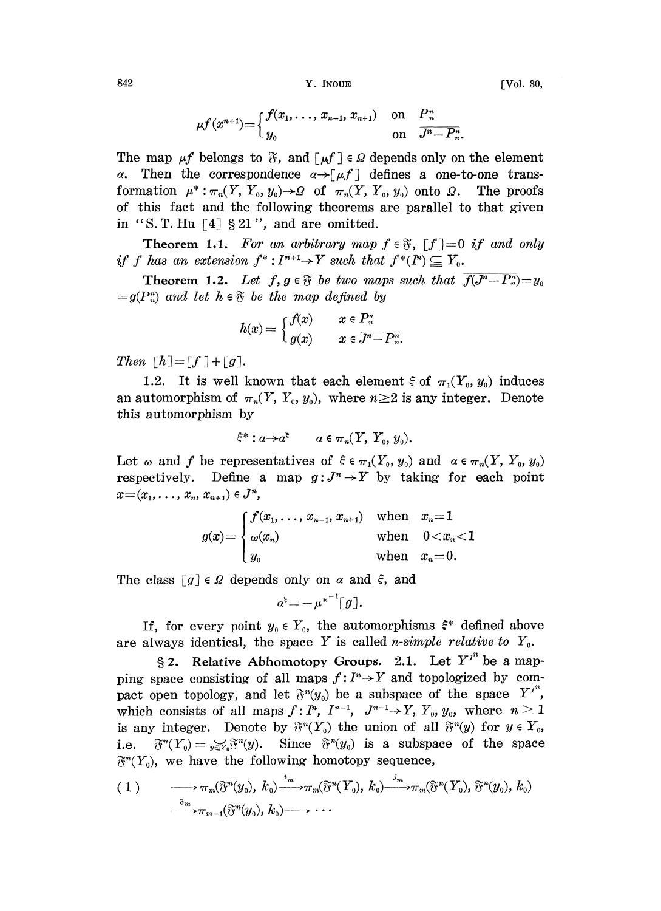$$\mu f(x^{n+1}) = \begin{cases} f(x_1, \ldots, x_{n-1}, x_{n+1}) & \text{on } P_n^n \\ y_0 & \text{on } \overline{J^n - P_n^n}. \end{cases}$$

The map $\mu f$ belongs to $\mathfrak{F}$, and $[\mu f] \in \Omega$ depends only on the element $\alpha$. Then the correspondence $\alpha \to [\mu f]$ defines a one-to-one transformation $\mu^* : \pi_n(Y, Y_0, y_0) \to \Omega$ of $\pi_n(Y, Y_0, y_0)$ onto $\Omega$. The proofs of this fact and the following theorems are parallel to that given in "S. T. Hu [4] §21", and are omitted.

**Theorem 1.1.** *For an arbitrary map $f \in \mathfrak{F}$, $[f]=0$ if and only if $f$ has an extension $f^* : I^{n+1} \to Y$ such that $f^*(I^n) \subseteqq Y_0$.*

**Theorem 1.2.** *Let $f, g \in \mathfrak{F}$ be two maps such that $f(\overline{J^n - P_n^n}) = y_0 = g(P_n^n)$ and let $h \in \mathfrak{F}$ be the map defined by*

$$h(x) = \begin{cases} f(x) & x \in P_n^n \\ g(x) & x \in \overline{J^n - P_n^n}. \end{cases}$$

*Then* $[h] = [f] + [g]$.

1.2. It is well known that each element $\xi$ of $\pi_1(Y_0, y_0)$ induces an automorphism of $\pi_n(Y, Y_0, y_0)$, where $n \geq 2$ is any integer. Denote this automorphism by

$$\xi^* : \alpha \to \alpha^\xi \qquad \alpha \in \pi_n(Y, Y_0, y_0).$$

Let $\omega$ and $f$ be representatives of $\xi \in \pi_1(Y_0, y_0)$ and $\alpha \in \pi_n(Y, Y_0, y_0)$ respectively. Define a map $g : J^n \to Y$ by taking for each point $x = (x_1, \ldots, x_n, x_{n+1}) \in J^n$,

$$g(x) = \begin{cases} f(x_1, \ldots, x_{n-1}, x_{n+1}) & \text{when } x_n = 1 \\ \omega(x_n) & \text{when } 0 < x_n < 1 \\ y_0 & \text{when } x_n = 0. \end{cases}$$

The class $[g] \in \Omega$ depends only on $\alpha$ and $\xi$, and

$$\alpha^\xi = -\mu^{*^{-1}}[g].$$

If, for every point $y_0 \in Y_0$, the automorphisms $\xi^*$ defined above are always identical, the space $Y$ is called *n-simple relative to* $Y_0$.

## §2. Relative Abhomotopy Groups.

2.1. Let $Y^{I^n}$ be a mapping space consisting of all maps $f : I^n \to Y$ and topologized by compact open topology, and let $\mathfrak{F}^n(y_0)$ be a subspace of the space $Y^{I^n}$, which consists of all maps $f : I^n, I^{n-1}, J^{n-1} \to Y, Y_0, y_0$, where $n \geq 1$ is any integer. Denote by $\mathfrak{F}^n(Y_0)$ the union of all $\mathfrak{F}^n(y)$ for $y \in Y_0$, i.e. $\mathfrak{F}^n(Y_0) = \bigcup_{y \in Y_0} \mathfrak{F}^n(y)$. Since $\mathfrak{F}^n(y_0)$ is a subspace of the space $\mathfrak{F}^n(Y_0)$, we have the following homotopy sequence,

$$(1) \qquad \longrightarrow \pi_m(\mathfrak{F}^n(y_0), k_0) \xrightarrow{i_m} \pi_m(\mathfrak{F}^n(Y_0), k_0) \xrightarrow{j_m} \pi_m(\mathfrak{F}^n(Y_0), \mathfrak{F}^n(y_0), k_0)$$
$$\xrightarrow{\partial_m} \pi_{m-1}(\mathfrak{F}^n(y_0), k_0) \longrightarrow \cdots$$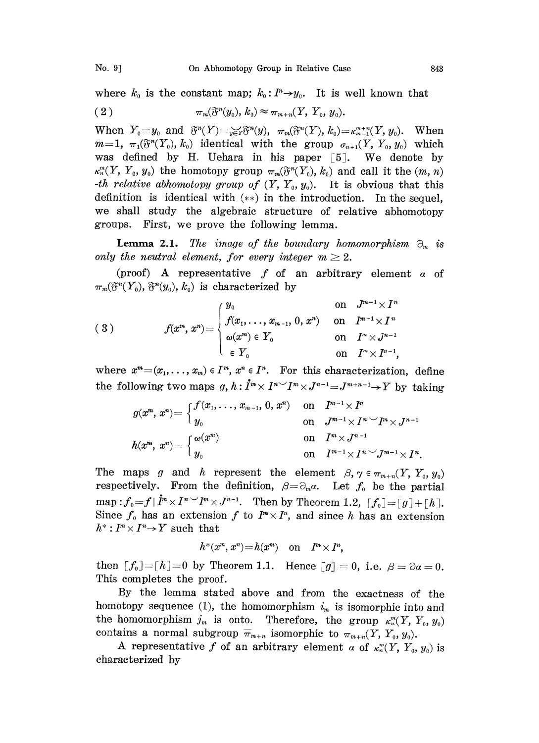where $k_0$ is the constant map; $k_0 : I^n \to y_0$. It is well known that

$$(2) \qquad \pi_m(\mathfrak{F}^n(y_0), k_0) \approx \pi_{m+n}(Y, Y_0, y_0).$$

When $Y_0 = y_0$ and $\mathfrak{F}^n(Y) = \underset{y \in Y}{\smile} \mathfrak{F}^n(y)$, $\pi_m(\mathfrak{F}^n(Y), k_0) = \kappa_{m-1}^{m+n}(Y, y_0)$. When $m=1$, $\pi_1(\mathfrak{F}^n(Y_0), k_0)$ identical with the group $\sigma_{n+1}(Y, Y_0, y_0)$ which was defined by H. Uehara in his paper [5]. We denote by $\kappa_n^m(Y, Y_0, y_0)$ the homotopy group $\pi_m(\mathfrak{F}^n(Y_0), k_0)$ and call it the $(m, n)$*-th relative abhomotopy group of* $(Y, Y_0, y_0)$. It is obvious that this definition is identical with $(**)$ in the introduction. In the sequel, we shall study the algebraic structure of relative abhomotopy groups. First, we prove the following lemma.

**Lemma 2.1.** *The image of the boundary homomorphism* $\partial_m$ *is only the neutral element, for every integer* $m \geq 2$.

(proof) A representative $f$ of an arbitrary element $\alpha$ of $\pi_m(\mathfrak{F}^n(Y_0), \mathfrak{F}^n(y_0), k_0)$ is characterized by

$$(3) \qquad f(x^m, x^n) = \begin{cases} y_0 & \text{on } J^{m-1} \times I^n \\ f(x_1, \ldots, x_{m-1}, 0, x^n) & \text{on } I^{m-1} \times I^n \\ \omega(x^m) \in Y_0 & \text{on } I^m \times J^{n-1} \\ \in Y_0 & \text{on } I^m \times I^{n-1}, \end{cases}$$

where $x^m = (x_1, \ldots, x_m) \in I^m$, $x^n \in I^n$. For this characterization, define the following two maps $g, h : \dot{I}^m \times I^n \smile I^m \times J^{n-1} = J^{m+n-1} \to Y$ by taking

$$g(x^m, x^n) = \begin{cases} f(x_1, \ldots, x_{m-1}, 0, x^n) & \text{on } I^{m-1} \times I^n \\ y_0 & \text{on } J^{m-1} \times I^n \smile I^m \times J^{n-1} \end{cases}$$

$$h(x^m, x^n) = \begin{cases} \omega(x^m) & \text{on } I^m \times J^{n-1} \\ y_0 & \text{on } I^{m-1} \times I^n \smile J^{m-1} \times I^n. \end{cases}$$

The maps $g$ and $h$ represent the element $\beta, \gamma \in \pi_{m+n}(Y, Y_0, y_0)$ respectively. From the definition, $\beta = \partial_m \alpha$. Let $f_0$ be the partial map : $f_0 = f \mid \dot{I}^m \times I^n \smile I^m \times J^{n-1}$. Then by Theorem 1.2, $[f_0] = [g] + [h]$. Since $f_0$ has an extension $f$ to $I^m \times I^n$, and since $h$ has an extension $h^* : I^m \times I^n \to Y$ such that

$$h^*(x^m, x^n) = h(x^m) \quad \text{on} \quad I^m \times I^n,$$

then $[f_0] = [h] = 0$ by Theorem 1.1. Hence $[g] = 0$, i.e. $\beta = \partial \alpha = 0$. This completes the proof.

By the lemma stated above and from the exactness of the homotopy sequence (1), the homomorphism $i_m$ is isomorphic into and the homomorphism $j_m$ is onto. Therefore, the group $\kappa_n^m(Y, Y_0, y_0)$ contains a normal subgroup $\overline{\pi}_{m+n}$ isomorphic to $\pi_{m+n}(Y, Y_0, y_0)$.

A representative $f$ of an arbitrary element $\alpha$ of $\kappa_n^m(Y, Y_0, y_0)$ is characterized by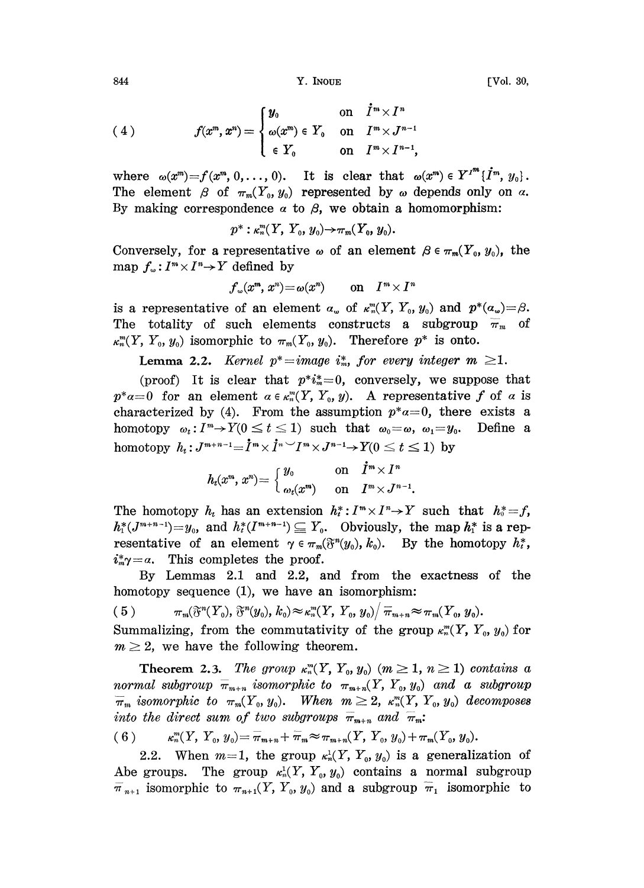$$
(4) \qquad f(x^m, x^n) = \begin{cases} y_0 & \text{on } \dot{I}^m \times I^n \\ \omega(x^m) \in Y_0 & \text{on } I^m \times J^{n-1} \\ \in Y_0 & \text{on } I^m \times I^{n-1}, \end{cases}
$$

where $\omega(x^m) = f(x^m, 0, \ldots, 0)$. It is clear that $\omega(x^m) \in Y^{I^m}\{\dot{I}^m, y_0\}$. The element $\beta$ of $\pi_m(Y_0, y_0)$ represented by $\omega$ depends only on $\alpha$. By making correspondence $\alpha$ to $\beta$, we obtain a homomorphism:

$$
p^* : \kappa_n^m(Y, Y_0, y_0) \to \pi_m(Y_0, y_0).
$$

Conversely, for a representative $\omega$ of an element $\beta \in \pi_m(Y_0, y_0)$, the map $f_\omega : I^m \times I^n \to Y$ defined by

$$
f_\omega(x^m, x^n) = \omega(x^n) \qquad \text{on } I^m \times I^n
$$

is a representative of an element $\alpha_\omega$ of $\kappa_n^m(Y, Y_0, y_0)$ and $p^*(\alpha_\omega) = \beta$. The totality of such elements constructs a subgroup $\bar{\pi}_m$ of $\kappa_n^m(Y, Y_0, y_0)$ isomorphic to $\pi_m(Y_0, y_0)$. Therefore $p^*$ is onto.

**Lemma 2.2.** *Kernel $p^*$ = image $i_m^*$, for every integer $m \geq 1$.*

(proof) It is clear that $p^* i_m^* = 0$, conversely, we suppose that $p^* \alpha = 0$ for an element $\alpha \in \kappa_n^m(Y, Y_0, y)$. A representative $f$ of $\alpha$ is characterized by (4). From the assumption $p^* \alpha = 0$, there exists a homotopy $\omega_t : I^m \to Y (0 \leq t \leq 1)$ such that $\omega_0 = \omega$, $\omega_1 = y_0$. Define a homotopy $h_t : J^{m+n-1} = \dot{I}^m \times \dot{I}^n \smile I^m \times J^{n-1} \to Y (0 \leq t \leq 1)$ by

$$
h_t(x^m, x^n) = \begin{cases} y_0 & \text{on } \dot{I}^m \times I^n \\ \omega_t(x^m) & \text{on } I^m \times J^{n-1}. \end{cases}
$$

The homotopy $h_t$ has an extension $h_t^* : I^m \times I^n \to Y$ such that $h_0^* = f$, $h_1^*(J^{m+n-1}) = y_0$, and $h_t^*(I^{m+n-1}) \subseteqq Y_0$. Obviously, the map $h_1^*$ is a representative of an element $\gamma \in \pi_m(\mathfrak{F}^n(y_0), k_0)$. By the homotopy $h_t^*$, $i_m^* \gamma = \alpha$. This completes the proof.

By Lemmas 2.1 and 2.2, and from the exactness of the homotopy sequence (1), we have an isomorphism:

$$
(5) \qquad \pi_m(\mathfrak{F}^n(Y_0), \mathfrak{F}^n(y_0), k_0) \approx \kappa_n^m(Y, Y_0, y_0) / \bar{\pi}_{m+n} \approx \pi_m(Y_0, y_0).
$$

Summalizing, from the commutativity of the group $\kappa_n^m(Y, Y_0, y_0)$ for $m \geq 2$, we have the following theorem.

**Theorem 2.3.** *The group $\kappa_n^m(Y, Y_0, y_0)$ $(m \geq 1, n \geq 1)$ contains a normal subgroup $\bar{\pi}_{m+n}$ isomorphic to $\pi_{m+n}(Y, Y_0, y_0)$ and a subgroup $\bar{\pi}_m$ isomorphic to $\pi_m(Y_0, y_0)$. When $m \geq 2$, $\kappa_n^m(Y, Y_0, y_0)$ decomposes into the direct sum of two subgroups $\bar{\pi}_{m+n}$ and $\bar{\pi}_m$:*

$$
(6) \qquad \kappa_n^m(Y, Y_0, y_0) = \bar{\pi}_{m+n} + \bar{\pi}_m \approx \pi_{m+n}(Y, Y_0, y_0) + \pi_m(Y_0, y_0).
$$

2.2. When $m=1$, the group $\kappa_n^1(Y, Y_0, y_0)$ is a generalization of Abe groups. The group $\kappa_n^1(Y, Y_0, y_0)$ contains a normal subgroup $\bar{\pi}_{n+1}$ isomorphic to $\pi_{n+1}(Y, Y_0, y_0)$ and a subgroup $\bar{\pi}_1$ isomorphic to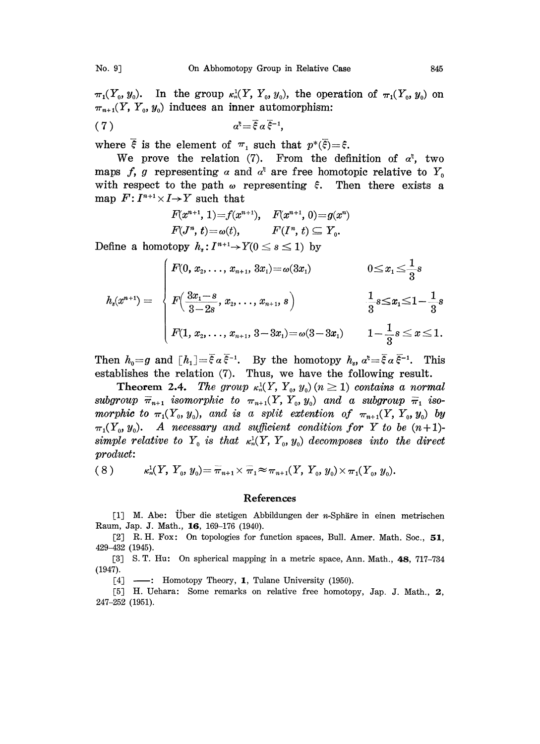$\pi_1(Y_0, y_0)$. In the group $\kappa_n^1(Y, Y_0, y_0)$, the operation of $\pi_1(Y_0, y_0)$ on $\pi_{n+1}(Y, Y_0, y_0)$ induces an inner automorphism:

$$\alpha^{\xi} = \bar{\xi}\alpha\bar{\xi}^{-1}, \tag{7}$$

where $\bar{\xi}$ is the element of $\pi_1$ such that $p^*(\bar{\xi}) = \xi$.

We prove the relation (7). From the definition of $\alpha^{\xi}$, two maps $f$, $g$ representing $\alpha$ and $\alpha^{\xi}$ are free homotopic relative to $Y_0$ with respect to the path $\omega$ representing $\xi$. Then there exists a map $F: I^{n+1} \times I \to Y$ such that

$$F(x^{n+1}, 1) = f(x^{n+1}), \quad F(x^{n+1}, 0) = g(x^n)$$
$$F(J^n, t) = \omega(t), \qquad F(I^n, t) \subseteq Y_0.$$

Define a homotopy $h_s: I^{n+1} \to Y (0 \leq s \leq 1)$ by

$$h_s(x^{n+1}) = \begin{cases} F(0, x_2, \ldots, x_{n+1}, 3x_1) = \omega(3x_1) & 0 \leq x_1 \leq \frac{1}{3}s \\[2ex] F\left(\frac{3x_1 - s}{3 - 2s}, x_2, \ldots, x_{n+1}, s\right) & \frac{1}{3}s \leq x_1 \leq 1 - \frac{1}{3}s \\[2ex] F(1, x_2, \ldots, x_{n+1}, 3 - 3x_1) = \omega(3 - 3x_1) & 1 - \frac{1}{3}s \leq x \leq 1. \end{cases}$$

Then $h_0 = g$ and $[h_1] = \bar{\xi}\alpha\bar{\xi}^{-1}$. By the homotopy $h_s$, $\alpha^{\xi} = \bar{\xi}\alpha\bar{\xi}^{-1}$. This establishes the relation (7). Thus, we have the following result.

**Theorem 2.4.** *The group $\kappa_n^1(Y, Y_0, y_0)$ $(n \geq 1)$ contains a normal subgroup $\bar{\pi}_{n+1}$ isomorphic to $\pi_{n+1}(Y, Y_0, y_0)$ and a subgroup $\bar{\pi}_1$ isomorphic to $\pi_1(Y_0, y_0)$, and is a split extention of $\pi_{n+1}(Y, Y_0, y_0)$ by $\pi_1(Y_0, y_0)$. A necessary and sufficient condition for $Y$ to be $(n+1)$-simple relative to $Y_0$ is that $\kappa_n^1(Y, Y_0, y_0)$ decomposes into the direct product:*

$$\kappa_n^1(Y, Y_0, y_0) = \bar{\pi}_{n+1} \times \bar{\pi}_1 \approx \pi_{n+1}(Y, Y_0, y_0) \times \pi_1(Y_0, y_0). \tag{8}$$

## References

[1] M. Abe: Über die stetigen Abbildungen der $n$-Sphäre in einen metrischen Raum, Jap. J. Math., **16**, 169–176 (1940).

[2] R. H. Fox: On topologies for function spaces, Bull. Amer. Math. Soc., **51**, 429–432 (1945).

[3] S. T. Hu: On spherical mapping in a metric space, Ann. Math., **48**, 717–734 (1947).

[4] ——: Homotopy Theory, **1**, Tulane University (1950).

[5] H. Uehara: Some remarks on relative free homotopy, Jap. J. Math., **2**, 247–252 (1951).